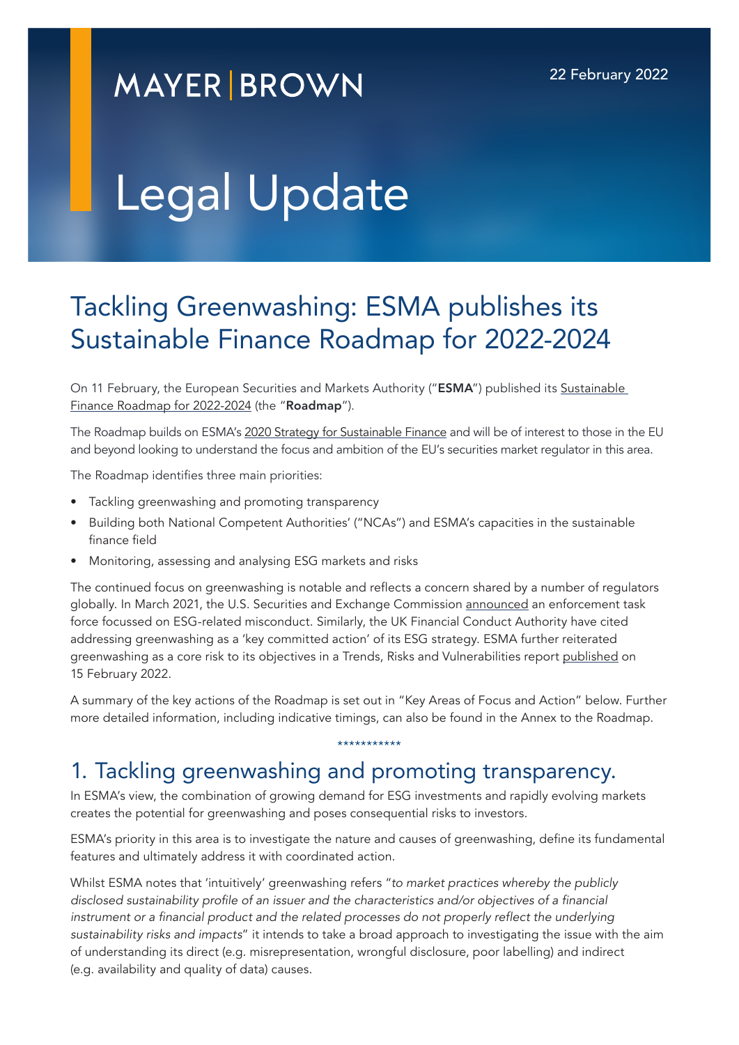MAYER | BROWN

22 February 2022

Legal Update

# Tackling Greenwashing: ESMA publishes its Sustainable Finance Roadmap for 2022-2024

On 11 February, the European Securities and Markets Authority ("**ESMA**") published its Sustainable Finance Roadmap for 2022-2024 (the "**Roadmap**").

The Roadmap builds on ESMA's 2020 Strategy for Sustainable Finance and will be of interest to those in the EU and beyond looking to understand the focus and ambition of the EU's securities market regulator in this area.

The Roadmap identifies three main priorities:

- Tackling greenwashing and promoting transparency
- Building both National Competent Authorities' ("NCAs") and ESMA's capacities in the sustainable finance field
- Monitoring, assessing and analysing ESG markets and risks

The continued focus on greenwashing is notable and reflects a concern shared by a number of regulators globally. In March 2021, the U.S. Securities and Exchange Commission announced an enforcement task force focussed on ESG-related misconduct. Similarly, the UK Financial Conduct Authority have cited addressing greenwashing as a 'key committed action' of its ESG strategy. ESMA further reiterated greenwashing as a core risk to its objectives in a Trends, Risks and Vulnerabilities report published on 15 February 2022.

A summary of the key actions of the Roadmap is set out in "Key Areas of Focus and Action" below. Further more detailed information, including indicative timings, can also be found in the Annex to the Roadmap.

***********

## 1. Tackling greenwashing and promoting transparency.

In ESMA's view, the combination of growing demand for ESG investments and rapidly evolving markets creates the potential for greenwashing and poses consequential risks to investors.

ESMA's priority in this area is to investigate the nature and causes of greenwashing, define its fundamental features and ultimately address it with coordinated action.

Whilst ESMA notes that 'intuitively' greenwashing refers "*to market practices whereby the publicly disclosed sustainability profile of an issuer and the characteristics and/or objectives of a financial instrument or a financial product and the related processes do not properly reflect the underlying sustainability risks and impacts*" it intends to take a broad approach to investigating the issue with the aim of understanding its direct (e.g. misrepresentation, wrongful disclosure, poor labelling) and indirect (e.g. availability and quality of data) causes.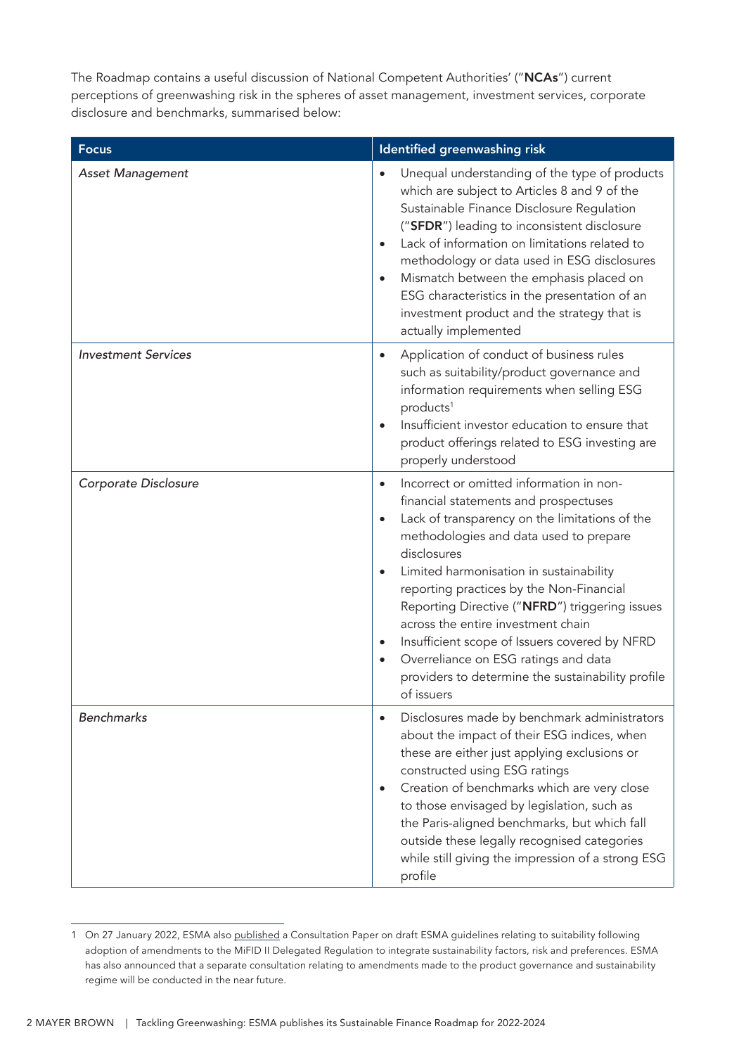The Roadmap contains a useful discussion of National Competent Authorities' ("**NCAs**") current perceptions of greenwashing risk in the spheres of asset management, investment services, corporate disclosure and benchmarks, summarised below:

| Focus | Identified greenwashing risk |
|---|---|
| *Asset Management* | • Unequal understanding of the type of products which are subject to Articles 8 and 9 of the Sustainable Finance Disclosure Regulation ("**SFDR**") leading to inconsistent disclosure<br>• Lack of information on limitations related to methodology or data used in ESG disclosures<br>• Mismatch between the emphasis placed on ESG characteristics in the presentation of an investment product and the strategy that is actually implemented |
| *Investment Services* | • Application of conduct of business rules such as suitability/product governance and information requirements when selling ESG products[1]<br>• Insufficient investor education to ensure that product offerings related to ESG investing are properly understood |
| *Corporate Disclosure* | • Incorrect or omitted information in non-financial statements and prospectuses<br>• Lack of transparency on the limitations of the methodologies and data used to prepare disclosures<br>• Limited harmonisation in sustainability reporting practices by the Non-Financial Reporting Directive ("**NFRD**") triggering issues across the entire investment chain<br>• Insufficient scope of Issuers covered by NFRD<br>• Overreliance on ESG ratings and data providers to determine the sustainability profile of issuers |
| *Benchmarks* | • Disclosures made by benchmark administrators about the impact of their ESG indices, when these are either just applying exclusions or constructed using ESG ratings<br>• Creation of benchmarks which are very close to those envisaged by legislation, such as the Paris-aligned benchmarks, but which fall outside these legally recognised categories while still giving the impression of a strong ESG profile |

[1] On 27 January 2022, ESMA also published a Consultation Paper on draft ESMA guidelines relating to suitability following adoption of amendments to the MiFID II Delegated Regulation to integrate sustainability factors, risk and preferences. ESMA has also announced that a separate consultation relating to amendments made to the product governance and sustainability regime will be conducted in the near future.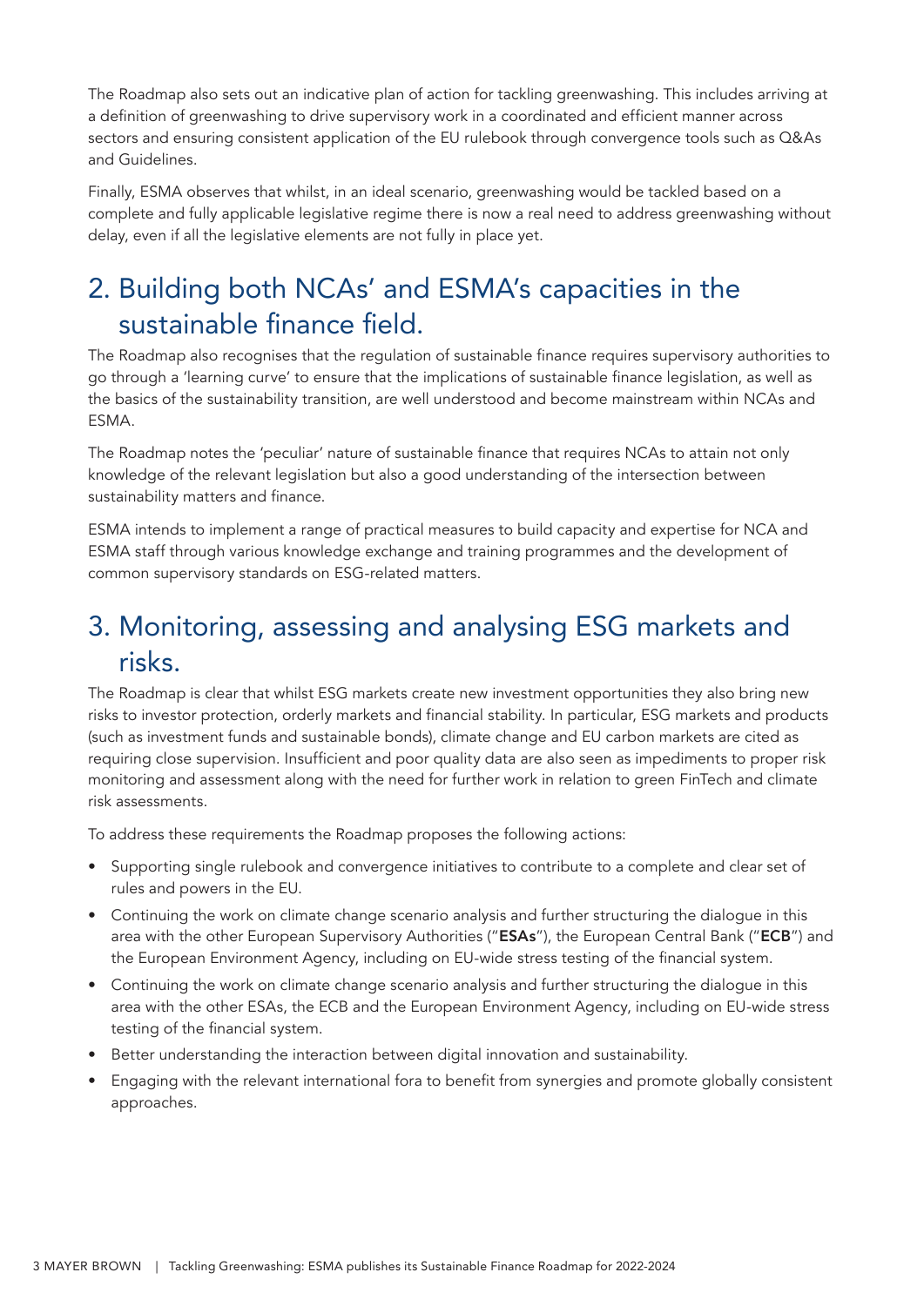The Roadmap also sets out an indicative plan of action for tackling greenwashing. This includes arriving at a definition of greenwashing to drive supervisory work in a coordinated and efficient manner across sectors and ensuring consistent application of the EU rulebook through convergence tools such as Q&As and Guidelines.

Finally, ESMA observes that whilst, in an ideal scenario, greenwashing would be tackled based on a complete and fully applicable legislative regime there is now a real need to address greenwashing without delay, even if all the legislative elements are not fully in place yet.

## 2. Building both NCAs' and ESMA's capacities in the sustainable finance field.

The Roadmap also recognises that the regulation of sustainable finance requires supervisory authorities to go through a 'learning curve' to ensure that the implications of sustainable finance legislation, as well as the basics of the sustainability transition, are well understood and become mainstream within NCAs and ESMA.

The Roadmap notes the 'peculiar' nature of sustainable finance that requires NCAs to attain not only knowledge of the relevant legislation but also a good understanding of the intersection between sustainability matters and finance.

ESMA intends to implement a range of practical measures to build capacity and expertise for NCA and ESMA staff through various knowledge exchange and training programmes and the development of common supervisory standards on ESG-related matters.

## 3. Monitoring, assessing and analysing ESG markets and risks.

The Roadmap is clear that whilst ESG markets create new investment opportunities they also bring new risks to investor protection, orderly markets and financial stability. In particular, ESG markets and products (such as investment funds and sustainable bonds), climate change and EU carbon markets are cited as requiring close supervision. Insufficient and poor quality data are also seen as impediments to proper risk monitoring and assessment along with the need for further work in relation to green FinTech and climate risk assessments.

To address these requirements the Roadmap proposes the following actions:

- Supporting single rulebook and convergence initiatives to contribute to a complete and clear set of rules and powers in the EU.
- Continuing the work on climate change scenario analysis and further structuring the dialogue in this area with the other European Supervisory Authorities ("**ESAs**"), the European Central Bank ("**ECB**") and the European Environment Agency, including on EU-wide stress testing of the financial system.
- Continuing the work on climate change scenario analysis and further structuring the dialogue in this area with the other ESAs, the ECB and the European Environment Agency, including on EU-wide stress testing of the financial system.
- Better understanding the interaction between digital innovation and sustainability.
- Engaging with the relevant international fora to benefit from synergies and promote globally consistent approaches.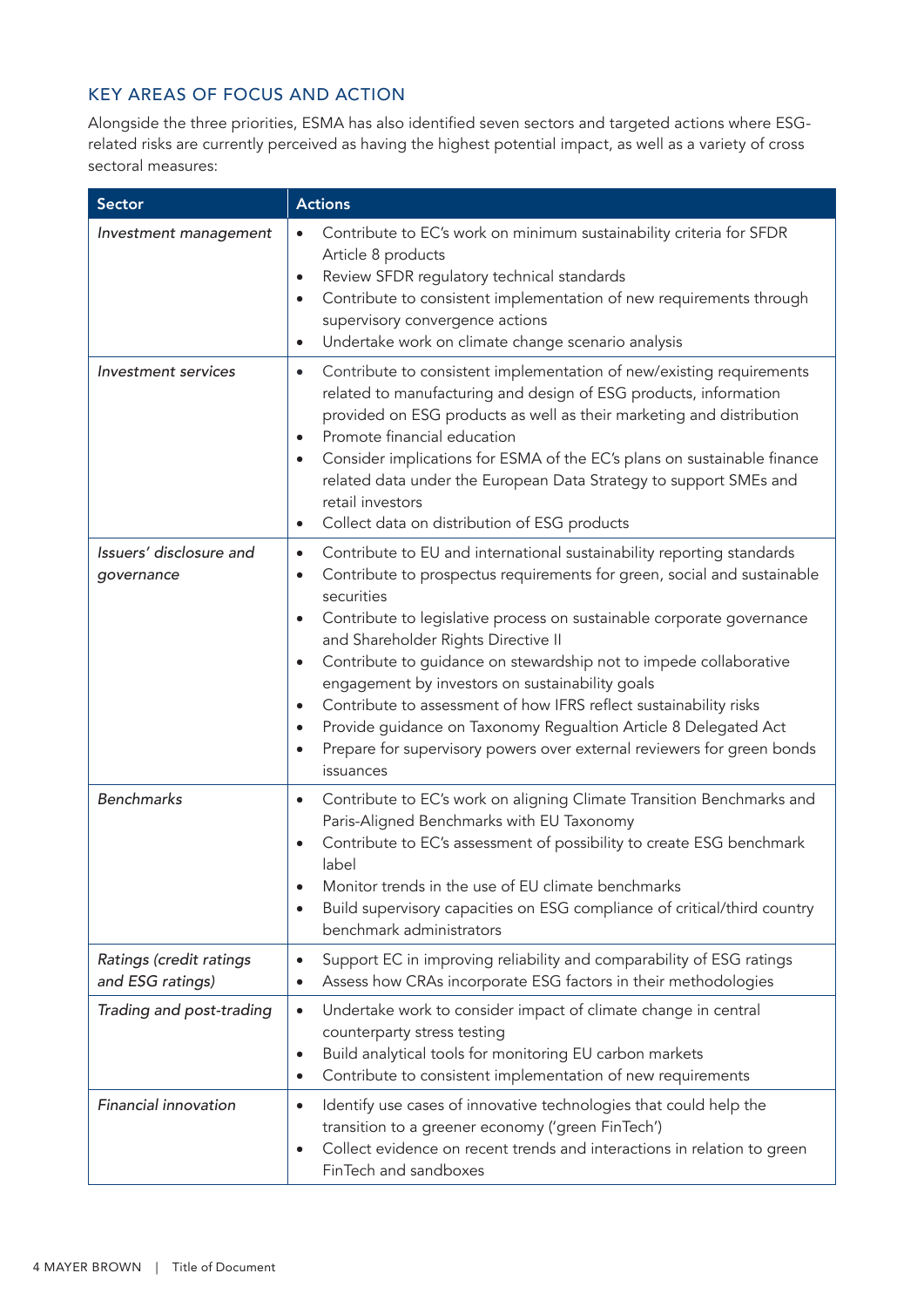## KEY AREAS OF FOCUS AND ACTION

Alongside the three priorities, ESMA has also identified seven sectors and targeted actions where ESG-related risks are currently perceived as having the highest potential impact, as well as a variety of cross sectoral measures:

| Sector | Actions |
|---|---|
| *Investment management* | • Contribute to EC's work on minimum sustainability criteria for SFDR Article 8 products<br>• Review SFDR regulatory technical standards<br>• Contribute to consistent implementation of new requirements through supervisory convergence actions<br>• Undertake work on climate change scenario analysis |
| *Investment services* | • Contribute to consistent implementation of new/existing requirements related to manufacturing and design of ESG products, information provided on ESG products as well as their marketing and distribution<br>• Promote financial education<br>• Consider implications for ESMA of the EC's plans on sustainable finance related data under the European Data Strategy to support SMEs and retail investors<br>• Collect data on distribution of ESG products |
| *Issuers' disclosure and governance* | • Contribute to EU and international sustainability reporting standards<br>• Contribute to prospectus requirements for green, social and sustainable securities<br>• Contribute to legislative process on sustainable corporate governance and Shareholder Rights Directive II<br>• Contribute to guidance on stewardship not to impede collaborative engagement by investors on sustainability goals<br>• Contribute to assessment of how IFRS reflect sustainability risks<br>• Provide guidance on Taxonomy Regualtion Article 8 Delegated Act<br>• Prepare for supervisory powers over external reviewers for green bonds issuances |
| *Benchmarks* | • Contribute to EC's work on aligning Climate Transition Benchmarks and Paris-Aligned Benchmarks with EU Taxonomy<br>• Contribute to EC's assessment of possibility to create ESG benchmark label<br>• Monitor trends in the use of EU climate benchmarks<br>• Build supervisory capacities on ESG compliance of critical/third country benchmark administrators |
| *Ratings (credit ratings and ESG ratings)* | • Support EC in improving reliability and comparability of ESG ratings<br>• Assess how CRAs incorporate ESG factors in their methodologies |
| *Trading and post-trading* | • Undertake work to consider impact of climate change in central counterparty stress testing<br>• Build analytical tools for monitoring EU carbon markets<br>• Contribute to consistent implementation of new requirements |
| *Financial innovation* | • Identify use cases of innovative technologies that could help the transition to a greener economy ('green FinTech')<br>• Collect evidence on recent trends and interactions in relation to green FinTech and sandboxes |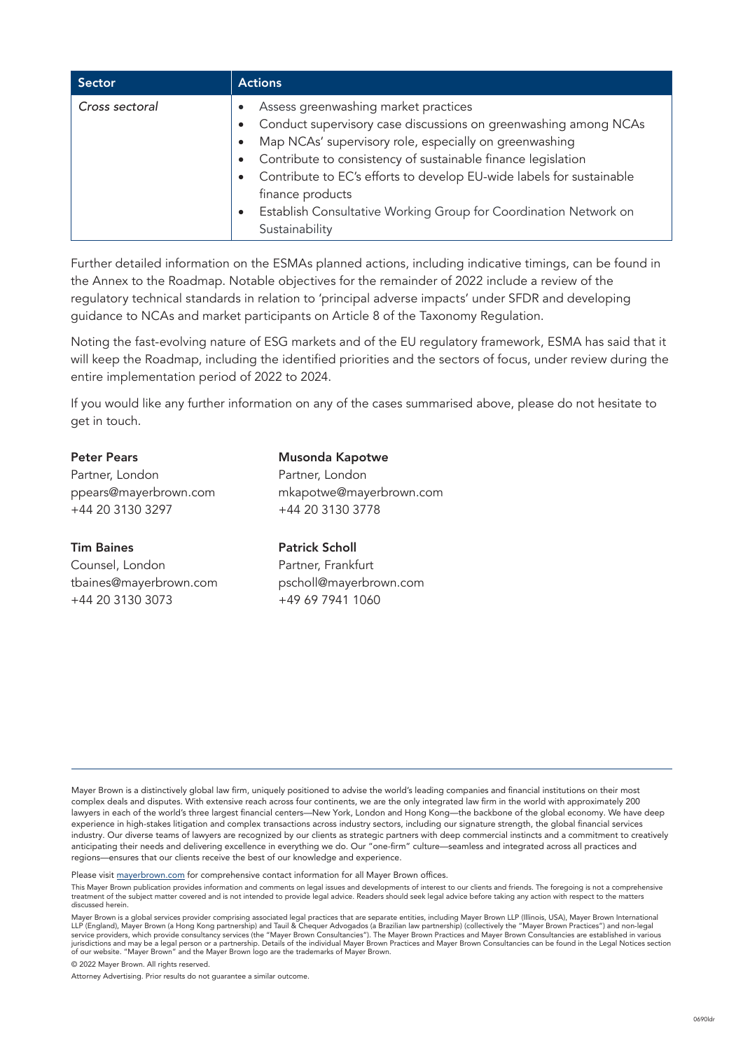| Sector | Actions |
|---|---|
| *Cross sectoral* | • Assess greenwashing market practices<br>• Conduct supervisory case discussions on greenwashing among NCAs<br>• Map NCAs' supervisory role, especially on greenwashing<br>• Contribute to consistency of sustainable finance legislation<br>• Contribute to EC's efforts to develop EU-wide labels for sustainable finance products<br>• Establish Consultative Working Group for Coordination Network on Sustainability |

Further detailed information on the ESMAs planned actions, including indicative timings, can be found in the Annex to the Roadmap. Notable objectives for the remainder of 2022 include a review of the regulatory technical standards in relation to 'principal adverse impacts' under SFDR and developing guidance to NCAs and market participants on Article 8 of the Taxonomy Regulation.

Noting the fast-evolving nature of ESG markets and of the EU regulatory framework, ESMA has said that it will keep the Roadmap, including the identified priorities and the sectors of focus, under review during the entire implementation period of 2022 to 2024.

If you would like any further information on any of the cases summarised above, please do not hesitate to get in touch.

**Peter Pears**
Partner, London
ppears@mayerbrown.com
+44 20 3130 3297

**Musonda Kapotwe**
Partner, London
mkapotwe@mayerbrown.com
+44 20 3130 3778

**Tim Baines**
Counsel, London
tbaines@mayerbrown.com
+44 20 3130 3073

**Patrick Scholl**
Partner, Frankfurt
pscholl@mayerbrown.com
+49 69 7941 1060

---

Mayer Brown is a distinctively global law firm, uniquely positioned to advise the world's leading companies and financial institutions on their most complex deals and disputes. With extensive reach across four continents, we are the only integrated law firm in the world with approximately 200 lawyers in each of the world's three largest financial centers—New York, London and Hong Kong—the backbone of the global economy. We have deep experience in high-stakes litigation and complex transactions across industry sectors, including our signature strength, the global financial services industry. Our diverse teams of lawyers are recognized by our clients as strategic partners with deep commercial instincts and a commitment to creatively anticipating their needs and delivering excellence in everything we do. Our "one-firm" culture—seamless and integrated across all practices and regions—ensures that our clients receive the best of our knowledge and experience.

Please visit mayerbrown.com for comprehensive contact information for all Mayer Brown offices.

This Mayer Brown publication provides information and comments on legal issues and developments of interest to our clients and friends. The foregoing is not a comprehensive treatment of the subject matter covered and is not intended to provide legal advice. Readers should seek legal advice before taking any action with respect to the matters discussed herein.

Mayer Brown is a global services provider comprising associated legal practices that are separate entities, including Mayer Brown LLP (Illinois, USA), Mayer Brown International LLP (England), Mayer Brown (a Hong Kong partnership) and Tauil & Chequer Advogados (a Brazilian law partnership) (collectively the "Mayer Brown Practices") and non-legal service providers, which provide consultancy services (the "Mayer Brown Consultancies"). The Mayer Brown Practices and Mayer Brown Consultancies are established in various jurisdictions and may be a legal person or a partnership. Details of the individual Mayer Brown Practices and Mayer Brown Consultancies can be found in the Legal Notices section of our website. "Mayer Brown" and the Mayer Brown logo are the trademarks of Mayer Brown.

© 2022 Mayer Brown. All rights reserved.

Attorney Advertising. Prior results do not guarantee a similar outcome.

0690ldr